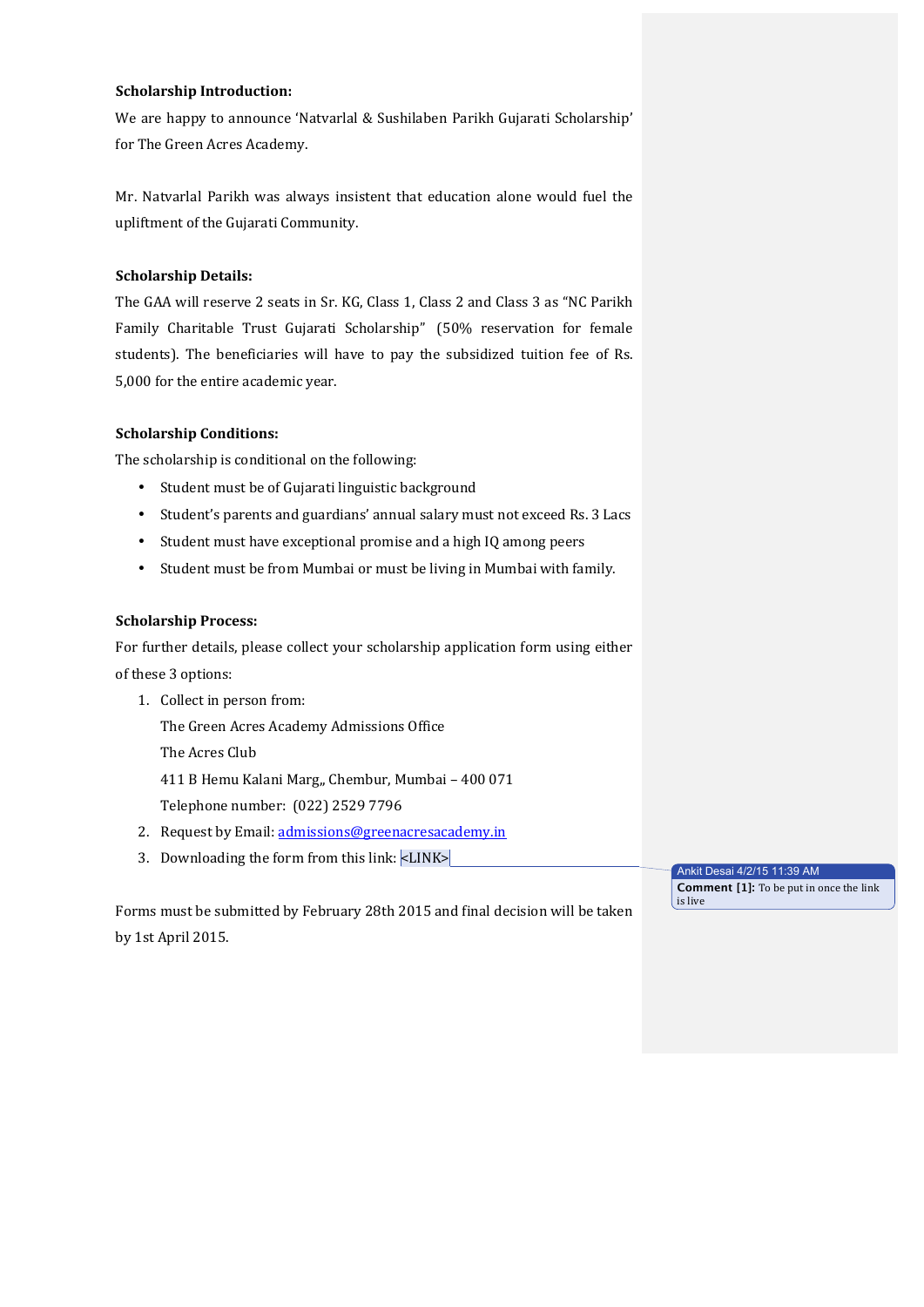**Scholarship Introduction:**

We are happy to announce 'Natvarlal & Sushilaben Parikh Gujarati Scholarship' for The Green Acres Academy.

Mr. Natvarlal Parikh was always insistent that education alone would fuel the upliftment of the Gujarati Community.

**Scholarship Details:**

The GAA will reserve 2 seats in Sr. KG, Class 1, Class 2 and Class 3 as "NC Parikh Family Charitable Trust Gujarati Scholarship" (50% reservation for female students). The beneficiaries will have to pay the subsidized tuition fee of Rs. 5,000 for the entire academic year.

**Scholarship Conditions:**

The scholarship is conditional on the following:

- Student must be of Gujarati linguistic background
- Student's parents and guardians' annual salary must not exceed Rs. 3 Lacs
- Student must have exceptional promise and a high IQ among peers
- Student must be from Mumbai or must be living in Mumbai with family.

**Scholarship Process:**

For further details, please collect your scholarship application form using either of these 3 options:

1. Collect in person from:
   The Green Acres Academy Admissions Office
   The Acres Club
   411 B Hemu Kalani Marg,, Chembur, Mumbai – 400 071
   Telephone number: (022) 2529 7796
2. Request by Email: admissions@greenacresacademy.in
3. Downloading the form from this link: <LINK>

Ankit Desai 4/2/15 11:39 AM
**Comment [1]:** To be put in once the link is live

Forms must be submitted by February 28th 2015 and final decision will be taken by 1st April 2015.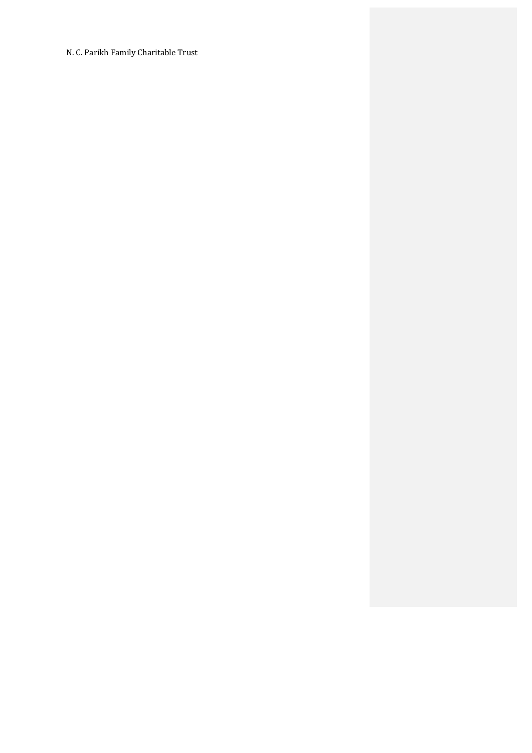N. C. Parikh Family Charitable Trust